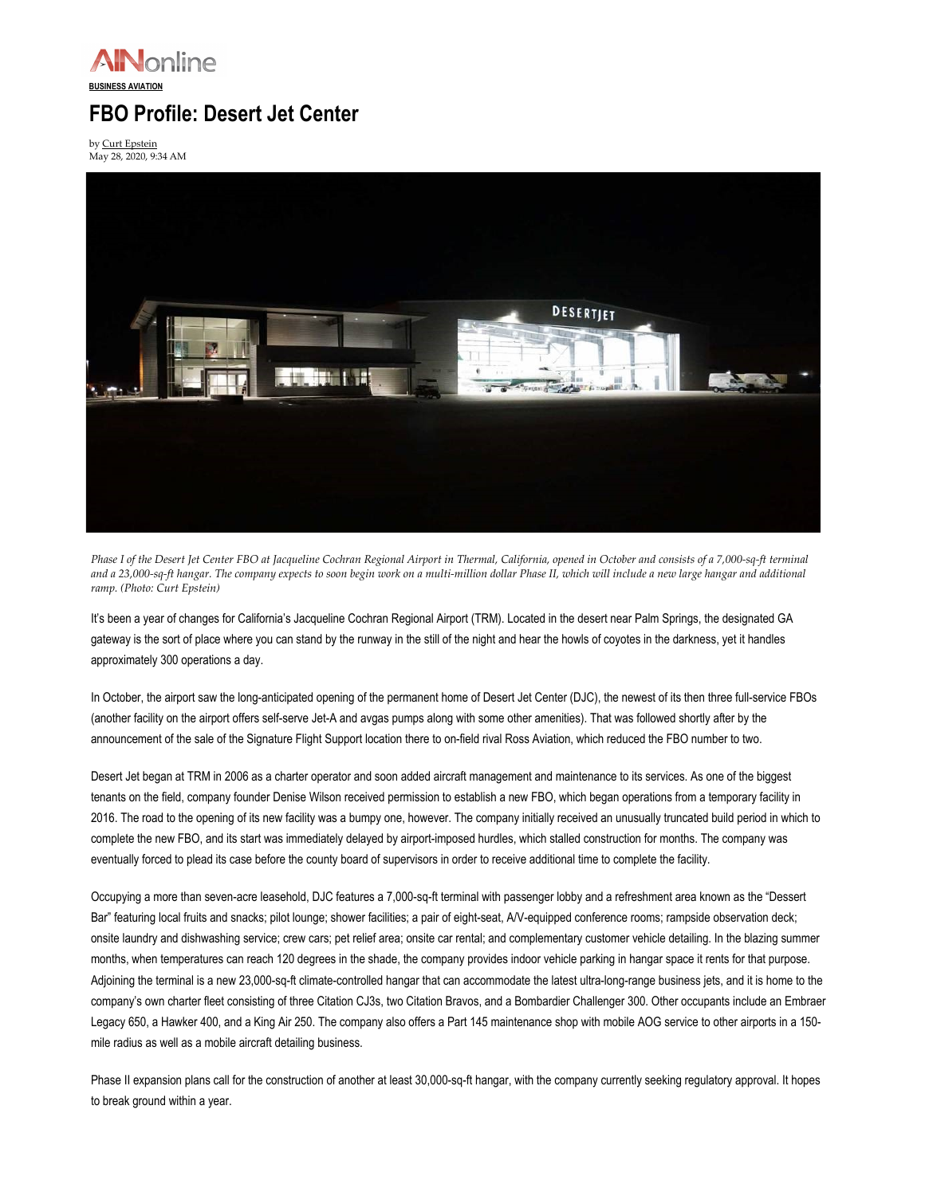AINonline

**BUSINESS AVIATION**

# FBO Profile: Desert Jet Center

by Curt Epstein
May 28, 2020, 9:34 AM

*Phase I of the Desert Jet Center FBO at Jacqueline Cochran Regional Airport in Thermal, California, opened in October and consists of a 7,000-sq-ft terminal and a 23,000-sq-ft hangar. The company expects to soon begin work on a multi-million dollar Phase II, which will include a new large hangar and additional ramp. (Photo: Curt Epstein)*

It's been a year of changes for California's Jacqueline Cochran Regional Airport (TRM). Located in the desert near Palm Springs, the designated GA gateway is the sort of place where you can stand by the runway in the still of the night and hear the howls of coyotes in the darkness, yet it handles approximately 300 operations a day.

In October, the airport saw the long-anticipated opening of the permanent home of Desert Jet Center (DJC), the newest of its then three full-service FBOs (another facility on the airport offers self-serve Jet-A and avgas pumps along with some other amenities). That was followed shortly after by the announcement of the sale of the Signature Flight Support location there to on-field rival Ross Aviation, which reduced the FBO number to two.

Desert Jet began at TRM in 2006 as a charter operator and soon added aircraft management and maintenance to its services. As one of the biggest tenants on the field, company founder Denise Wilson received permission to establish a new FBO, which began operations from a temporary facility in 2016. The road to the opening of its new facility was a bumpy one, however. The company initially received an unusually truncated build period in which to complete the new FBO, and its start was immediately delayed by airport-imposed hurdles, which stalled construction for months. The company was eventually forced to plead its case before the county board of supervisors in order to receive additional time to complete the facility.

Occupying a more than seven-acre leasehold, DJC features a 7,000-sq-ft terminal with passenger lobby and a refreshment area known as the "Dessert Bar" featuring local fruits and snacks; pilot lounge; shower facilities; a pair of eight-seat, A/V-equipped conference rooms; rampside observation deck; onsite laundry and dishwashing service; crew cars; pet relief area; onsite car rental; and complementary customer vehicle detailing. In the blazing summer months, when temperatures can reach 120 degrees in the shade, the company provides indoor vehicle parking in hangar space it rents for that purpose. Adjoining the terminal is a new 23,000-sq-ft climate-controlled hangar that can accommodate the latest ultra-long-range business jets, and it is home to the company's own charter fleet consisting of three Citation CJ3s, two Citation Bravos, and a Bombardier Challenger 300. Other occupants include an Embraer Legacy 650, a Hawker 400, and a King Air 250. The company also offers a Part 145 maintenance shop with mobile AOG service to other airports in a 150-mile radius as well as a mobile aircraft detailing business.

Phase II expansion plans call for the construction of another at least 30,000-sq-ft hangar, with the company currently seeking regulatory approval. It hopes to break ground within a year.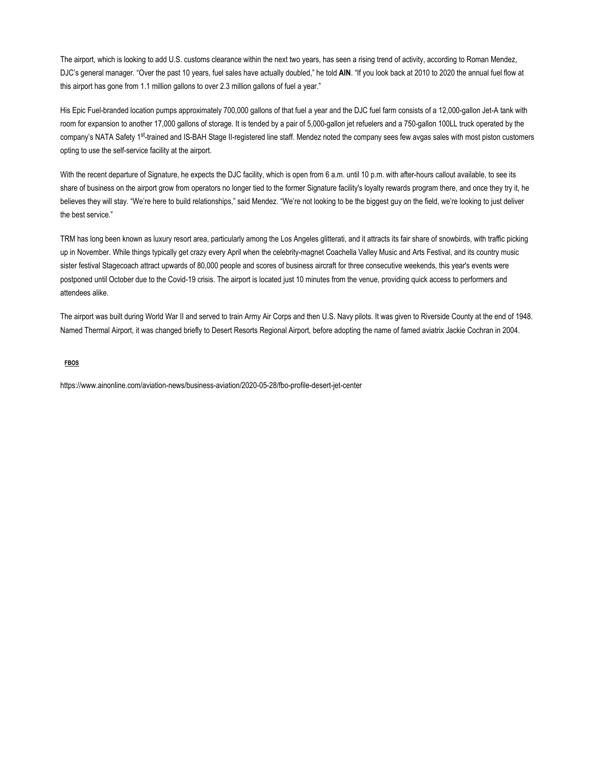The airport, which is looking to add U.S. customs clearance within the next two years, has seen a rising trend of activity, according to Roman Mendez, DJC's general manager. "Over the past 10 years, fuel sales have actually doubled," he told **AIN**. "If you look back at 2010 to 2020 the annual fuel flow at this airport has gone from 1.1 million gallons to over 2.3 million gallons of fuel a year."

His Epic Fuel-branded location pumps approximately 700,000 gallons of that fuel a year and the DJC fuel farm consists of a 12,000-gallon Jet-A tank with room for expansion to another 17,000 gallons of storage. It is tended by a pair of 5,000-gallon jet refuelers and a 750-gallon 100LL truck operated by the company's NATA Safety 1st-trained and IS-BAH Stage II-registered line staff. Mendez noted the company sees few avgas sales with most piston customers opting to use the self-service facility at the airport.

With the recent departure of Signature, he expects the DJC facility, which is open from 6 a.m. until 10 p.m. with after-hours callout available, to see its share of business on the airport grow from operators no longer tied to the former Signature facility's loyalty rewards program there, and once they try it, he believes they will stay. "We're here to build relationships," said Mendez. "We're not looking to be the biggest guy on the field, we're looking to just deliver the best service."

TRM has long been known as luxury resort area, particularly among the Los Angeles glitterati, and it attracts its fair share of snowbirds, with traffic picking up in November. While things typically get crazy every April when the celebrity-magnet Coachella Valley Music and Arts Festival, and its country music sister festival Stagecoach attract upwards of 80,000 people and scores of business aircraft for three consecutive weekends, this year's events were postponed until October due to the Covid-19 crisis. The airport is located just 10 minutes from the venue, providing quick access to performers and attendees alike.

The airport was built during World War II and served to train Army Air Corps and then U.S. Navy pilots. It was given to Riverside County at the end of 1948. Named Thermal Airport, it was changed briefly to Desert Resorts Regional Airport, before adopting the name of famed aviatrix Jackie Cochran in 2004.

**FBOS**

https://www.ainonline.com/aviation-news/business-aviation/2020-05-28/fbo-profile-desert-jet-center